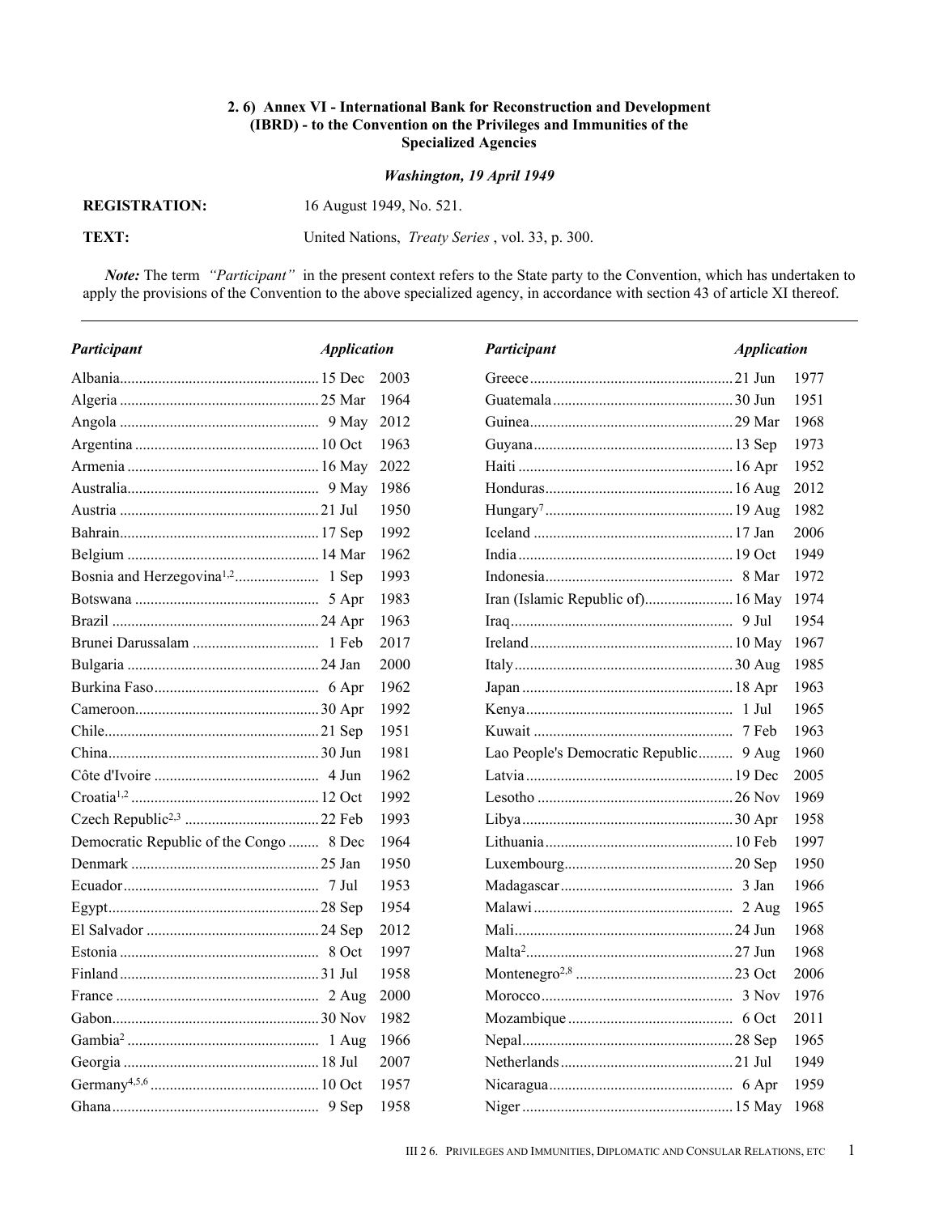### 2. 6) Annex VI - International Bank for Reconstruction and Development (IBRD) - to the Convention on the Privileges and Immunities of the Specialized Agencies

***Washington, 19 April 1949***

**REGISTRATION:** 16 August 1949, No. 521.

**TEXT:** United Nations, *Treaty Series* , vol. 33, p. 300.

***Note:*** The term *"Participant"* in the present context refers to the State party to the Convention, which has undertaken to apply the provisions of the Convention to the above specialized agency, in accordance with section 43 of article XI thereof.

| *Participant* | *Application* |
|---|---|
| Albania | 15 Dec 2003 |
| Algeria | 25 Mar 1964 |
| Angola | 9 May 2012 |
| Argentina | 10 Oct 1963 |
| Armenia | 16 May 2022 |
| Australia | 9 May 1986 |
| Austria | 21 Jul 1950 |
| Bahrain | 17 Sep 1992 |
| Belgium | 14 Mar 1962 |
| Bosnia and Herzegovina[1,2] | 1 Sep 1993 |
| Botswana | 5 Apr 1983 |
| Brazil | 24 Apr 1963 |
| Brunei Darussalam | 1 Feb 2017 |
| Bulgaria | 24 Jan 2000 |
| Burkina Faso | 6 Apr 1962 |
| Cameroon | 30 Apr 1992 |
| Chile | 21 Sep 1951 |
| China | 30 Jun 1981 |
| Côte d'Ivoire | 4 Jun 1962 |
| Croatia[1,2] | 12 Oct 1992 |
| Czech Republic[2,3] | 22 Feb 1993 |
| Democratic Republic of the Congo | 8 Dec 1964 |
| Denmark | 25 Jan 1950 |
| Ecuador | 7 Jul 1953 |
| Egypt | 28 Sep 1954 |
| El Salvador | 24 Sep 2012 |
| Estonia | 8 Oct 1997 |
| Finland | 31 Jul 1958 |
| France | 2 Aug 2000 |
| Gabon | 30 Nov 1982 |
| Gambia[2] | 1 Aug 1966 |
| Georgia | 18 Jul 2007 |
| Germany[4,5,6] | 10 Oct 1957 |
| Ghana | 9 Sep 1958 |
| Greece | 21 Jun 1977 |
| Guatemala | 30 Jun 1951 |
| Guinea | 29 Mar 1968 |
| Guyana | 13 Sep 1973 |
| Haiti | 16 Apr 1952 |
| Honduras | 16 Aug 2012 |
| Hungary[7] | 19 Aug 1982 |
| Iceland | 17 Jan 2006 |
| India | 19 Oct 1949 |
| Indonesia | 8 Mar 1972 |
| Iran (Islamic Republic of) | 16 May 1974 |
| Iraq | 9 Jul 1954 |
| Ireland | 10 May 1967 |
| Italy | 30 Aug 1985 |
| Japan | 18 Apr 1963 |
| Kenya | 1 Jul 1965 |
| Kuwait | 7 Feb 1963 |
| Lao People's Democratic Republic | 9 Aug 1960 |
| Latvia | 19 Dec 2005 |
| Lesotho | 26 Nov 1969 |
| Libya | 30 Apr 1958 |
| Lithuania | 10 Feb 1997 |
| Luxembourg | 20 Sep 1950 |
| Madagascar | 3 Jan 1966 |
| Malawi | 2 Aug 1965 |
| Mali | 24 Jun 1968 |
| Malta[2] | 27 Jun 1968 |
| Montenegro[2,8] | 23 Oct 2006 |
| Morocco | 3 Nov 1976 |
| Mozambique | 6 Oct 2011 |
| Nepal | 28 Sep 1965 |
| Netherlands | 21 Jul 1949 |
| Nicaragua | 6 Apr 1959 |
| Niger | 15 May 1968 |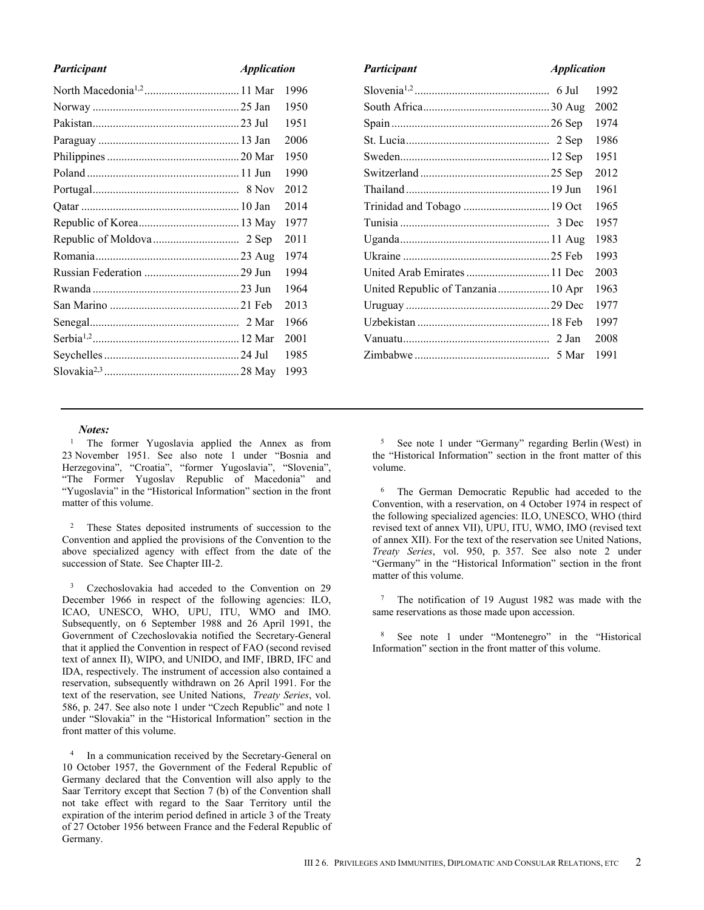| Participant | Application |
| --- | --- |
| North Macedonia[1,2] | 11 Mar 1996 |
| Norway | 25 Jan 1950 |
| Pakistan | 23 Jul 1951 |
| Paraguay | 13 Jan 2006 |
| Philippines | 20 Mar 1950 |
| Poland | 11 Jun 1990 |
| Portugal | 8 Nov 2012 |
| Qatar | 10 Jan 2014 |
| Republic of Korea | 13 May 1977 |
| Republic of Moldova | 2 Sep 2011 |
| Romania | 23 Aug 1974 |
| Russian Federation | 29 Jun 1994 |
| Rwanda | 23 Jun 1964 |
| San Marino | 21 Feb 2013 |
| Senegal | 2 Mar 1966 |
| Serbia[1,2] | 12 Mar 2001 |
| Seychelles | 24 Jul 1985 |
| Slovakia[2,3] | 28 May 1993 |
| Slovenia[1,2] | 6 Jul 1992 |
| South Africa | 30 Aug 2002 |
| Spain | 26 Sep 1974 |
| St. Lucia | 2 Sep 1986 |
| Sweden | 12 Sep 1951 |
| Switzerland | 25 Sep 2012 |
| Thailand | 19 Jun 1961 |
| Trinidad and Tobago | 19 Oct 1965 |
| Tunisia | 3 Dec 1957 |
| Uganda | 11 Aug 1983 |
| Ukraine | 25 Feb 1993 |
| United Arab Emirates | 11 Dec 2003 |
| United Republic of Tanzania | 10 Apr 1963 |
| Uruguay | 29 Dec 1977 |
| Uzbekistan | 18 Feb 1997 |
| Vanuatu | 2 Jan 2008 |
| Zimbabwe | 5 Mar 1991 |

*Notes:*

[1] The former Yugoslavia applied the Annex as from 23 November 1951. See also note 1 under "Bosnia and Herzegovina", "Croatia", "former Yugoslavia", "Slovenia", "The Former Yugoslav Republic of Macedonia" and "Yugoslavia" in the "Historical Information" section in the front matter of this volume.

[2] These States deposited instruments of succession to the Convention and applied the provisions of the Convention to the above specialized agency with effect from the date of the succession of State. See Chapter III-2.

[3] Czechoslovakia had acceded to the Convention on 29 December 1966 in respect of the following agencies: ILO, ICAO, UNESCO, WHO, UPU, ITU, WMO and IMO. Subsequently, on 6 September 1988 and 26 April 1991, the Government of Czechoslovakia notified the Secretary-General that it applied the Convention in respect of FAO (second revised text of annex II), WIPO, and UNIDO, and IMF, IBRD, IFC and IDA, respectively. The instrument of accession also contained a reservation, subsequently withdrawn on 26 April 1991. For the text of the reservation, see United Nations, *Treaty Series*, vol. 586, p. 247. See also note 1 under "Czech Republic" and note 1 under "Slovakia" in the "Historical Information" section in the front matter of this volume.

[4] In a communication received by the Secretary-General on 10 October 1957, the Government of the Federal Republic of Germany declared that the Convention will also apply to the Saar Territory except that Section 7 (b) of the Convention shall not take effect with regard to the Saar Territory until the expiration of the interim period defined in article 3 of the Treaty of 27 October 1956 between France and the Federal Republic of Germany.

[5] See note 1 under "Germany" regarding Berlin (West) in the "Historical Information" section in the front matter of this volume.

[6] The German Democratic Republic had acceded to the Convention, with a reservation, on 4 October 1974 in respect of the following specialized agencies: ILO, UNESCO, WHO (third revised text of annex VII), UPU, ITU, WMO, IMO (revised text of annex XII). For the text of the reservation see United Nations, *Treaty Series*, vol. 950, p. 357. See also note 2 under "Germany" in the "Historical Information" section in the front matter of this volume.

[7] The notification of 19 August 1982 was made with the same reservations as those made upon accession.

[8] See note 1 under "Montenegro" in the "Historical Information" section in the front matter of this volume.